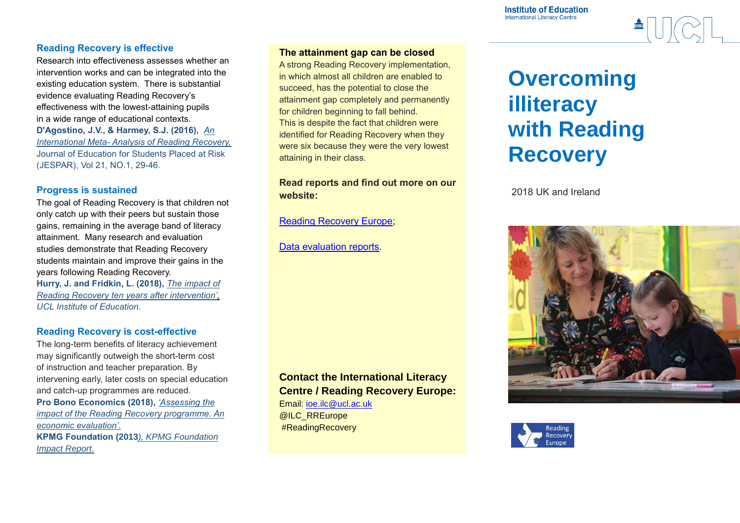## Reading Recovery is effective

Research into effectiveness assesses whether an intervention works and can be integrated into the existing education system. There is substantial evidence evaluating Reading Recovery's effectiveness with the lowest-attaining pupils in a wide range of educational contexts.

**D'Agostino, J.V., & Harmey, S.J. (2016),** *An International Meta- Analysis of Reading Recovery,* Journal of Education for Students Placed at Risk (JESPAR), Vol 21, NO.1, 29-46.

## Progress is sustained

The goal of Reading Recovery is that children not only catch up with their peers but sustain those gains, remaining in the average band of literacy attainment. Many research and evaluation studies demonstrate that Reading Recovery students maintain and improve their gains in the years following Reading Recovery.

**Hurry, J. and Fridkin, L. (2018),** *The impact of Reading Recovery ten years after intervention', UCL Institute of Education.*

## Reading Recovery is cost-effective

The long-term benefits of literacy achievement may significantly outweigh the short-term cost of instruction and teacher preparation. By intervening early, later costs on special education and catch-up programmes are reduced.

**Pro Bono Economics (2018),** *'Assessing the impact of the Reading Recovery programme. An economic evaluation'.*

**KPMG Foundation (2013**), *KPMG Foundation Impact Report.*

## The attainment gap can be closed

A strong Reading Recovery implementation, in which almost all children are enabled to succeed, has the potential to close the attainment gap completely and permanently for children beginning to fall behind. This is despite the fact that children were identified for Reading Recovery when they were six because they were the very lowest attaining in their class.

**Read reports and find out more on our website:**

Reading Recovery Europe;

Data evaluation reports.

**Contact the International Literacy Centre / Reading Recovery Europe:**

Email: ioe.ilc@ucl.ac.uk
@ILC_RREurope
#ReadingRecovery

Institute of Education
International Literacy Centre

UCL

# Overcoming illiteracy with Reading Recovery

2018 UK and Ireland

Reading Recovery Europe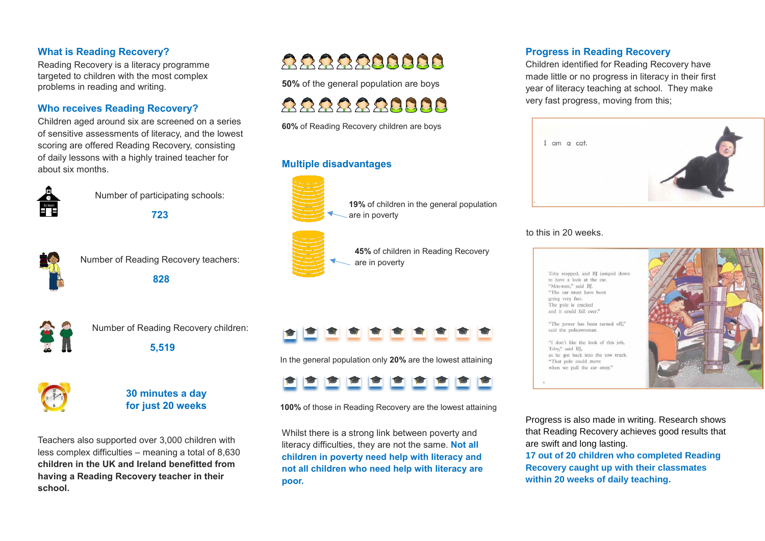## What is Reading Recovery?

Reading Recovery is a literacy programme targeted to children with the most complex problems in reading and writing.

## Who receives Reading Recovery?

Children aged around six are screened on a series of sensitive assessments of literacy, and the lowest scoring are offered Reading Recovery, consisting of daily lessons with a highly trained teacher for about six months.

Number of participating schools:

**723**

Number of Reading Recovery teachers:

**828**

Number of Reading Recovery children:

**5,519**

**30 minutes a day for just 20 weeks**

Teachers also supported over 3,000 children with less complex difficulties – meaning a total of 8,630 **children in the UK and Ireland benefitted from having a Reading Recovery teacher in their school.**

**50%** of the general population are boys

**60%** of Reading Recovery children are boys

## Multiple disadvantages

**19%** of children in the general population are in poverty

**45%** of children in Reading Recovery are in poverty

In the general population only **20%** are the lowest attaining

**100%** of those in Reading Recovery are the lowest attaining

Whilst there is a strong link between poverty and literacy difficulties, they are not the same. **Not all children in poverty need help with literacy and not all children who need help with literacy are poor.**

## Progress in Reading Recovery

Children identified for Reading Recovery have made little or no progress in literacy in their first year of literacy teaching at school. They make very fast progress, moving from this;

I am a cat.

to this in 20 weeks.

Toby stopped, and BJ jumped down to have a look at the car.
"Mm-mm," said BJ.
"The car must have been going very fast.
The pole is cracked and it could fall over."

"The power has been turned off," said the policewoman.

"I don't like the look of this job, Toby," said BJ, as he got back into the tow truck.
"That pole could move when we pull the car away."

Progress is also made in writing. Research shows that Reading Recovery achieves good results that are swift and long lasting.

**17 out of 20 children who completed Reading Recovery caught up with their classmates within 20 weeks of daily teaching.**